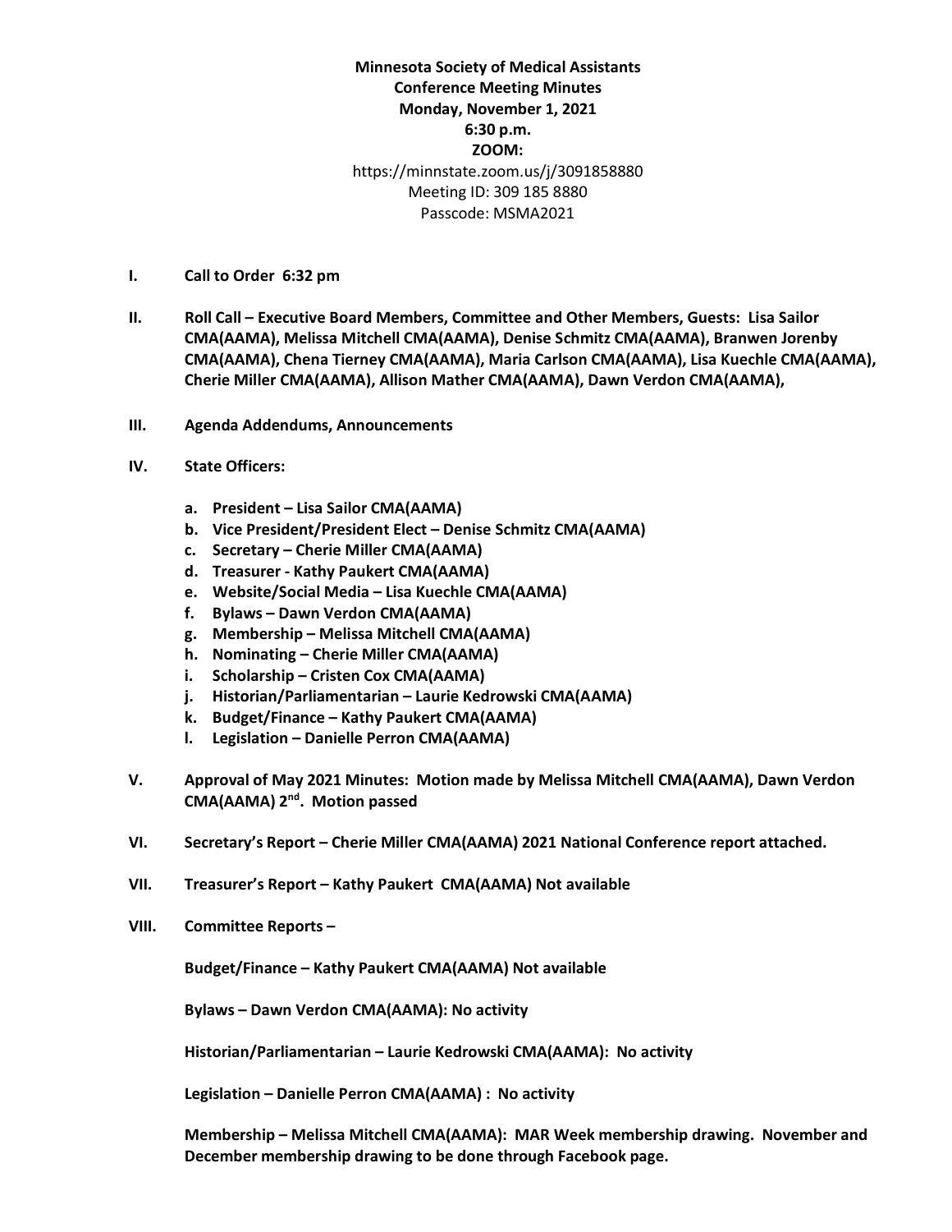**Minnesota Society of Medical Assistants**
**Conference Meeting Minutes**
**Monday, November 1, 2021**
**6:30 p.m.**
**ZOOM:**
https://minnstate.zoom.us/j/3091858880
Meeting ID: 309 185 8880
Passcode: MSMA2021

**I. Call to Order 6:32 pm**

**II. Roll Call – Executive Board Members, Committee and Other Members, Guests: Lisa Sailor CMA(AAMA), Melissa Mitchell CMA(AAMA), Denise Schmitz CMA(AAMA), Branwen Jorenby CMA(AAMA), Chena Tierney CMA(AAMA), Maria Carlson CMA(AAMA), Lisa Kuechle CMA(AAMA), Cherie Miller CMA(AAMA), Allison Mather CMA(AAMA), Dawn Verdon CMA(AAMA),**

**III. Agenda Addendums, Announcements**

**IV. State Officers:**

- **a. President – Lisa Sailor CMA(AAMA)**
- **b. Vice President/President Elect – Denise Schmitz CMA(AAMA)**
- **c. Secretary – Cherie Miller CMA(AAMA)**
- **d. Treasurer - Kathy Paukert CMA(AAMA)**
- **e. Website/Social Media – Lisa Kuechle CMA(AAMA)**
- **f. Bylaws – Dawn Verdon CMA(AAMA)**
- **g. Membership – Melissa Mitchell CMA(AAMA)**
- **h. Nominating – Cherie Miller CMA(AAMA)**
- **i. Scholarship – Cristen Cox CMA(AAMA)**
- **j. Historian/Parliamentarian – Laurie Kedrowski CMA(AAMA)**
- **k. Budget/Finance – Kathy Paukert CMA(AAMA)**
- **l. Legislation – Danielle Perron CMA(AAMA)**

**V. Approval of May 2021 Minutes: Motion made by Melissa Mitchell CMA(AAMA), Dawn Verdon CMA(AAMA) 2nd. Motion passed**

**VI. Secretary's Report – Cherie Miller CMA(AAMA) 2021 National Conference report attached.**

**VII. Treasurer's Report – Kathy Paukert CMA(AAMA) Not available**

**VIII. Committee Reports –**

**Budget/Finance – Kathy Paukert CMA(AAMA) Not available**

**Bylaws – Dawn Verdon CMA(AAMA): No activity**

**Historian/Parliamentarian – Laurie Kedrowski CMA(AAMA): No activity**

**Legislation – Danielle Perron CMA(AAMA) : No activity**

**Membership – Melissa Mitchell CMA(AAMA): MAR Week membership drawing. November and December membership drawing to be done through Facebook page.**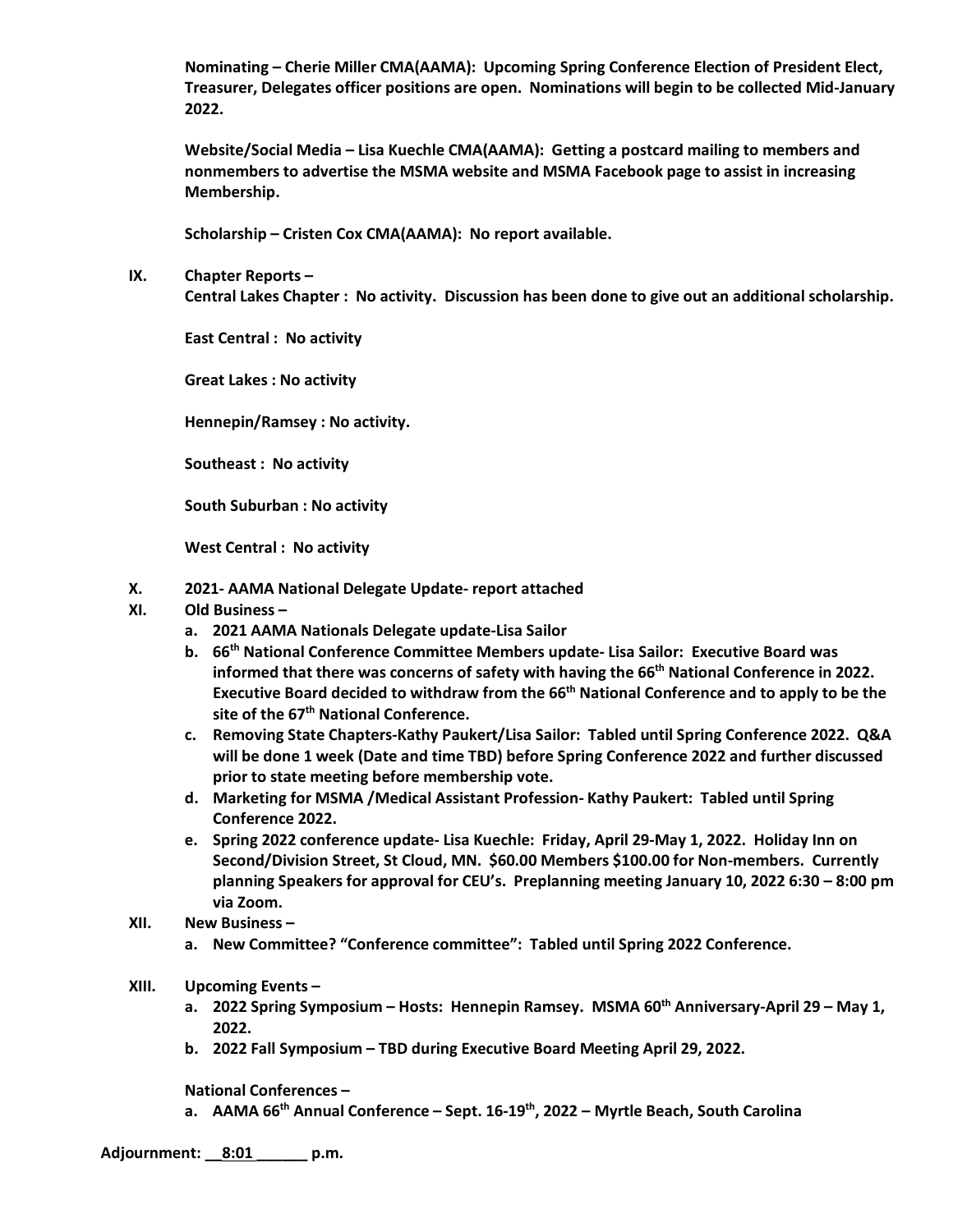**Nominating – Cherie Miller CMA(AAMA): Upcoming Spring Conference Election of President Elect, Treasurer, Delegates officer positions are open. Nominations will begin to be collected Mid-January 2022.**

**Website/Social Media – Lisa Kuechle CMA(AAMA): Getting a postcard mailing to members and nonmembers to advertise the MSMA website and MSMA Facebook page to assist in increasing Membership.**

**Scholarship – Cristen Cox CMA(AAMA): No report available.**

**IX. Chapter Reports –**

**Central Lakes Chapter : No activity. Discussion has been done to give out an additional scholarship.**

**East Central : No activity**

**Great Lakes : No activity**

**Hennepin/Ramsey : No activity.**

**Southeast : No activity**

**South Suburban : No activity**

**West Central : No activity**

**X. 2021- AAMA National Delegate Update- report attached**

**XI. Old Business –**

- **a. 2021 AAMA Nationals Delegate update-Lisa Sailor**
- **b. 66th National Conference Committee Members update- Lisa Sailor: Executive Board was informed that there was concerns of safety with having the 66th National Conference in 2022. Executive Board decided to withdraw from the 66th National Conference and to apply to be the site of the 67th National Conference.**
- **c. Removing State Chapters-Kathy Paukert/Lisa Sailor: Tabled until Spring Conference 2022. Q&A will be done 1 week (Date and time TBD) before Spring Conference 2022 and further discussed prior to state meeting before membership vote.**
- **d. Marketing for MSMA /Medical Assistant Profession- Kathy Paukert: Tabled until Spring Conference 2022.**
- **e. Spring 2022 conference update- Lisa Kuechle: Friday, April 29-May 1, 2022. Holiday Inn on Second/Division Street, St Cloud, MN. $60.00 Members $100.00 for Non-members. Currently planning Speakers for approval for CEU's. Preplanning meeting January 10, 2022 6:30 – 8:00 pm via Zoom.**

**XII. New Business –**

- **a. New Committee? "Conference committee": Tabled until Spring 2022 Conference.**

**XIII. Upcoming Events –**

- **a. 2022 Spring Symposium – Hosts: Hennepin Ramsey. MSMA 60th Anniversary-April 29 – May 1, 2022.**
- **b. 2022 Fall Symposium – TBD during Executive Board Meeting April 29, 2022.**

**National Conferences –**

- **a. AAMA 66th Annual Conference – Sept. 16-19th, 2022 – Myrtle Beach, South Carolina**

**Adjournment: __8:01______ p.m.**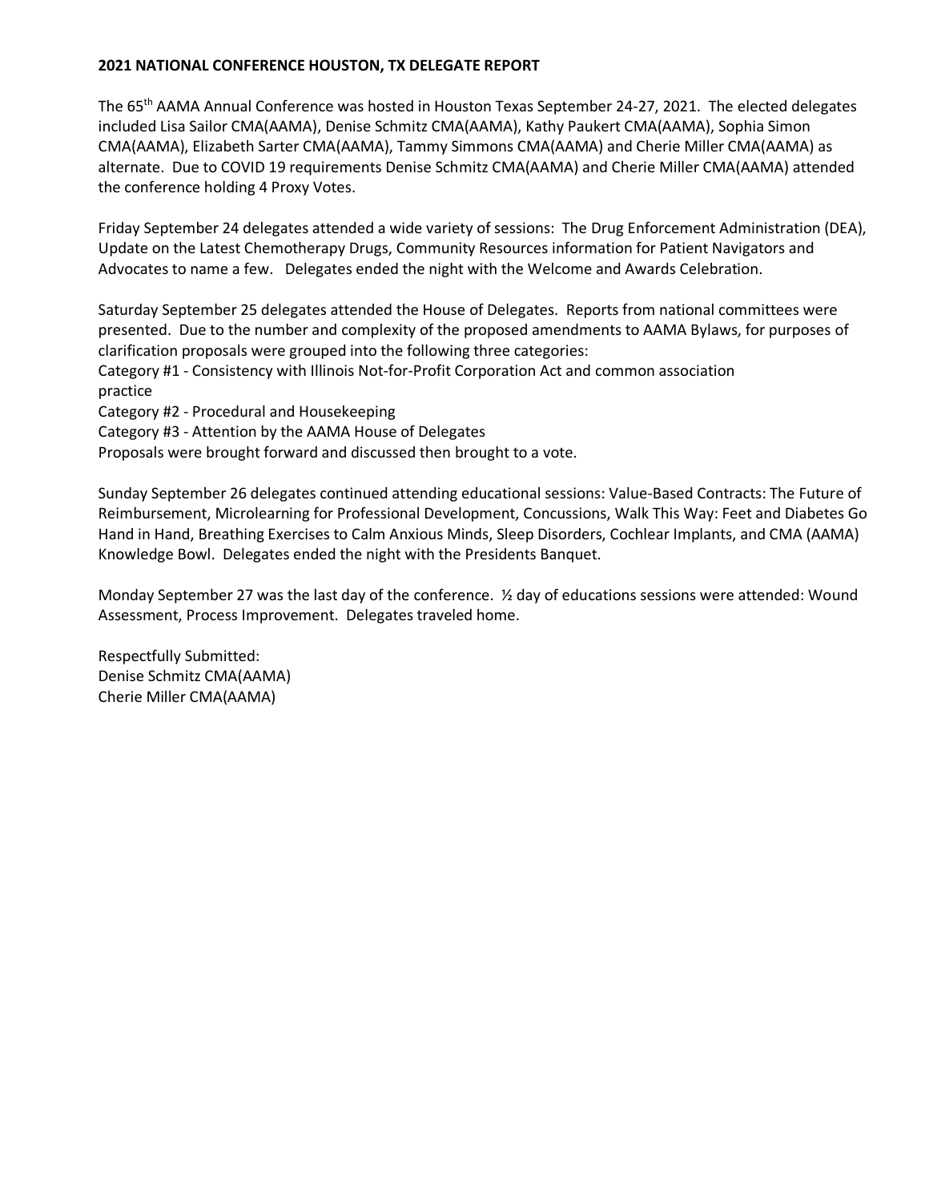**2021 NATIONAL CONFERENCE HOUSTON, TX DELEGATE REPORT**

The 65th AAMA Annual Conference was hosted in Houston Texas September 24-27, 2021. The elected delegates included Lisa Sailor CMA(AAMA), Denise Schmitz CMA(AAMA), Kathy Paukert CMA(AAMA), Sophia Simon CMA(AAMA), Elizabeth Sarter CMA(AAMA), Tammy Simmons CMA(AAMA) and Cherie Miller CMA(AAMA) as alternate. Due to COVID 19 requirements Denise Schmitz CMA(AAMA) and Cherie Miller CMA(AAMA) attended the conference holding 4 Proxy Votes.

Friday September 24 delegates attended a wide variety of sessions: The Drug Enforcement Administration (DEA), Update on the Latest Chemotherapy Drugs, Community Resources information for Patient Navigators and Advocates to name a few. Delegates ended the night with the Welcome and Awards Celebration.

Saturday September 25 delegates attended the House of Delegates. Reports from national committees were presented. Due to the number and complexity of the proposed amendments to AAMA Bylaws, for purposes of clarification proposals were grouped into the following three categories:
Category #1 - Consistency with Illinois Not-for-Profit Corporation Act and common association practice
Category #2 - Procedural and Housekeeping
Category #3 - Attention by the AAMA House of Delegates
Proposals were brought forward and discussed then brought to a vote.

Sunday September 26 delegates continued attending educational sessions: Value-Based Contracts: The Future of Reimbursement, Microlearning for Professional Development, Concussions, Walk This Way: Feet and Diabetes Go Hand in Hand, Breathing Exercises to Calm Anxious Minds, Sleep Disorders, Cochlear Implants, and CMA (AAMA) Knowledge Bowl. Delegates ended the night with the Presidents Banquet.

Monday September 27 was the last day of the conference. ½ day of educations sessions were attended: Wound Assessment, Process Improvement. Delegates traveled home.

Respectfully Submitted:
Denise Schmitz CMA(AAMA)
Cherie Miller CMA(AAMA)